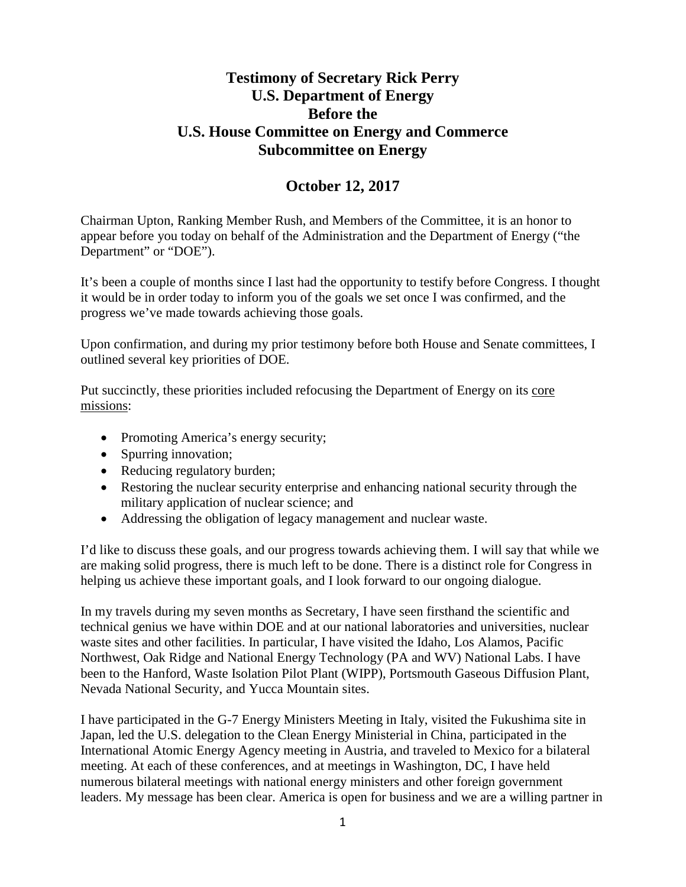# Testimony of Secretary Rick Perry
# U.S. Department of Energy
# Before the
# U.S. House Committee on Energy and Commerce
# Subcommittee on Energy

## October 12, 2017

Chairman Upton, Ranking Member Rush, and Members of the Committee, it is an honor to appear before you today on behalf of the Administration and the Department of Energy ("the Department" or "DOE").

It's been a couple of months since I last had the opportunity to testify before Congress. I thought it would be in order today to inform you of the goals we set once I was confirmed, and the progress we've made towards achieving those goals.

Upon confirmation, and during my prior testimony before both House and Senate committees, I outlined several key priorities of DOE.

Put succinctly, these priorities included refocusing the Department of Energy on its <u>core missions</u>:

- Promoting America's energy security;
- Spurring innovation;
- Reducing regulatory burden;
- Restoring the nuclear security enterprise and enhancing national security through the military application of nuclear science; and
- Addressing the obligation of legacy management and nuclear waste.

I'd like to discuss these goals, and our progress towards achieving them. I will say that while we are making solid progress, there is much left to be done. There is a distinct role for Congress in helping us achieve these important goals, and I look forward to our ongoing dialogue.

In my travels during my seven months as Secretary, I have seen firsthand the scientific and technical genius we have within DOE and at our national laboratories and universities, nuclear waste sites and other facilities. In particular, I have visited the Idaho, Los Alamos, Pacific Northwest, Oak Ridge and National Energy Technology (PA and WV) National Labs. I have been to the Hanford, Waste Isolation Pilot Plant (WIPP), Portsmouth Gaseous Diffusion Plant, Nevada National Security, and Yucca Mountain sites.

I have participated in the G-7 Energy Ministers Meeting in Italy, visited the Fukushima site in Japan, led the U.S. delegation to the Clean Energy Ministerial in China, participated in the International Atomic Energy Agency meeting in Austria, and traveled to Mexico for a bilateral meeting. At each of these conferences, and at meetings in Washington, DC, I have held numerous bilateral meetings with national energy ministers and other foreign government leaders. My message has been clear. America is open for business and we are a willing partner in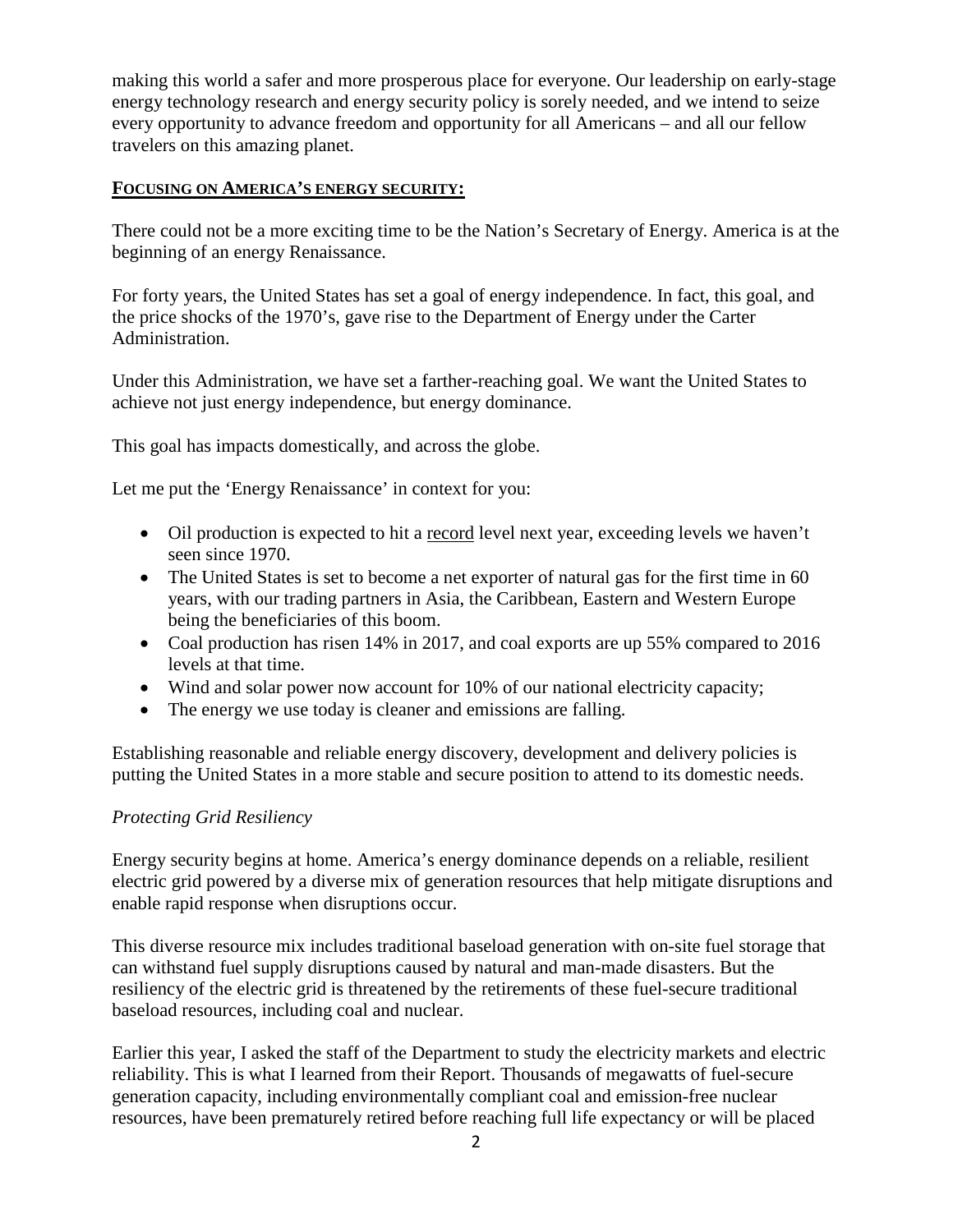making this world a safer and more prosperous place for everyone. Our leadership on early-stage energy technology research and energy security policy is sorely needed, and we intend to seize every opportunity to advance freedom and opportunity for all Americans – and all our fellow travelers on this amazing planet.

## **FOCUSING ON AMERICA'S ENERGY SECURITY:**

There could not be a more exciting time to be the Nation's Secretary of Energy. America is at the beginning of an energy Renaissance.

For forty years, the United States has set a goal of energy independence. In fact, this goal, and the price shocks of the 1970's, gave rise to the Department of Energy under the Carter Administration.

Under this Administration, we have set a farther-reaching goal. We want the United States to achieve not just energy independence, but energy dominance.

This goal has impacts domestically, and across the globe.

Let me put the 'Energy Renaissance' in context for you:

- Oil production is expected to hit a <u>record</u> level next year, exceeding levels we haven't seen since 1970.
- The United States is set to become a net exporter of natural gas for the first time in 60 years, with our trading partners in Asia, the Caribbean, Eastern and Western Europe being the beneficiaries of this boom.
- Coal production has risen 14% in 2017, and coal exports are up 55% compared to 2016 levels at that time.
- Wind and solar power now account for 10% of our national electricity capacity;
- The energy we use today is cleaner and emissions are falling.

Establishing reasonable and reliable energy discovery, development and delivery policies is putting the United States in a more stable and secure position to attend to its domestic needs.

### *Protecting Grid Resiliency*

Energy security begins at home. America's energy dominance depends on a reliable, resilient electric grid powered by a diverse mix of generation resources that help mitigate disruptions and enable rapid response when disruptions occur.

This diverse resource mix includes traditional baseload generation with on-site fuel storage that can withstand fuel supply disruptions caused by natural and man-made disasters. But the resiliency of the electric grid is threatened by the retirements of these fuel-secure traditional baseload resources, including coal and nuclear.

Earlier this year, I asked the staff of the Department to study the electricity markets and electric reliability. This is what I learned from their Report. Thousands of megawatts of fuel-secure generation capacity, including environmentally compliant coal and emission-free nuclear resources, have been prematurely retired before reaching full life expectancy or will be placed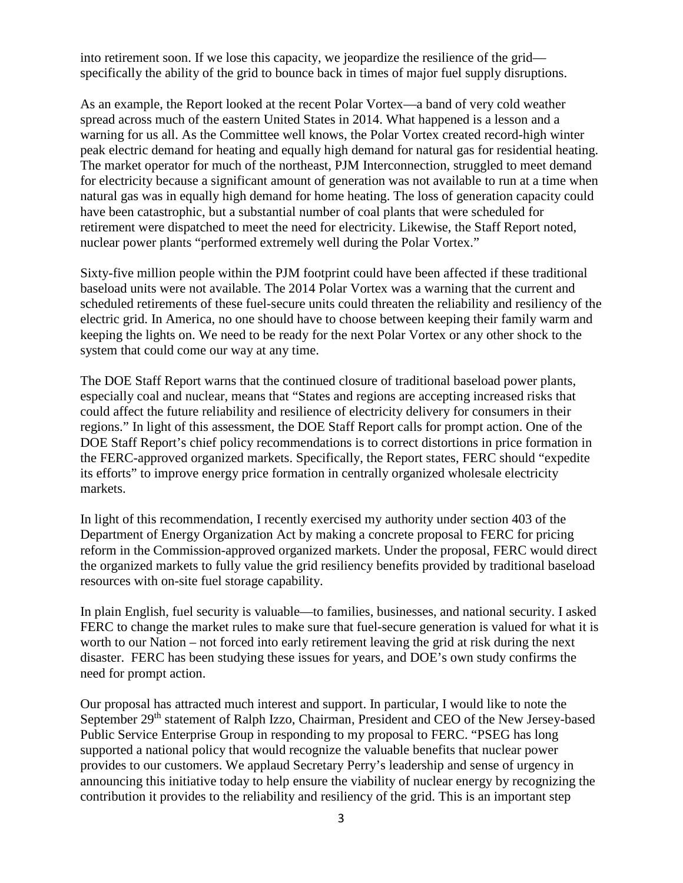into retirement soon. If we lose this capacity, we jeopardize the resilience of the grid—specifically the ability of the grid to bounce back in times of major fuel supply disruptions.

As an example, the Report looked at the recent Polar Vortex—a band of very cold weather spread across much of the eastern United States in 2014. What happened is a lesson and a warning for us all. As the Committee well knows, the Polar Vortex created record-high winter peak electric demand for heating and equally high demand for natural gas for residential heating. The market operator for much of the northeast, PJM Interconnection, struggled to meet demand for electricity because a significant amount of generation was not available to run at a time when natural gas was in equally high demand for home heating. The loss of generation capacity could have been catastrophic, but a substantial number of coal plants that were scheduled for retirement were dispatched to meet the need for electricity. Likewise, the Staff Report noted, nuclear power plants "performed extremely well during the Polar Vortex."

Sixty-five million people within the PJM footprint could have been affected if these traditional baseload units were not available. The 2014 Polar Vortex was a warning that the current and scheduled retirements of these fuel-secure units could threaten the reliability and resiliency of the electric grid. In America, no one should have to choose between keeping their family warm and keeping the lights on. We need to be ready for the next Polar Vortex or any other shock to the system that could come our way at any time.

The DOE Staff Report warns that the continued closure of traditional baseload power plants, especially coal and nuclear, means that "States and regions are accepting increased risks that could affect the future reliability and resilience of electricity delivery for consumers in their regions." In light of this assessment, the DOE Staff Report calls for prompt action. One of the DOE Staff Report's chief policy recommendations is to correct distortions in price formation in the FERC-approved organized markets. Specifically, the Report states, FERC should "expedite its efforts" to improve energy price formation in centrally organized wholesale electricity markets.

In light of this recommendation, I recently exercised my authority under section 403 of the Department of Energy Organization Act by making a concrete proposal to FERC for pricing reform in the Commission-approved organized markets. Under the proposal, FERC would direct the organized markets to fully value the grid resiliency benefits provided by traditional baseload resources with on-site fuel storage capability.

In plain English, fuel security is valuable—to families, businesses, and national security. I asked FERC to change the market rules to make sure that fuel-secure generation is valued for what it is worth to our Nation – not forced into early retirement leaving the grid at risk during the next disaster. FERC has been studying these issues for years, and DOE's own study confirms the need for prompt action.

Our proposal has attracted much interest and support. In particular, I would like to note the September 29th statement of Ralph Izzo, Chairman, President and CEO of the New Jersey-based Public Service Enterprise Group in responding to my proposal to FERC. "PSEG has long supported a national policy that would recognize the valuable benefits that nuclear power provides to our customers. We applaud Secretary Perry's leadership and sense of urgency in announcing this initiative today to help ensure the viability of nuclear energy by recognizing the contribution it provides to the reliability and resiliency of the grid. This is an important step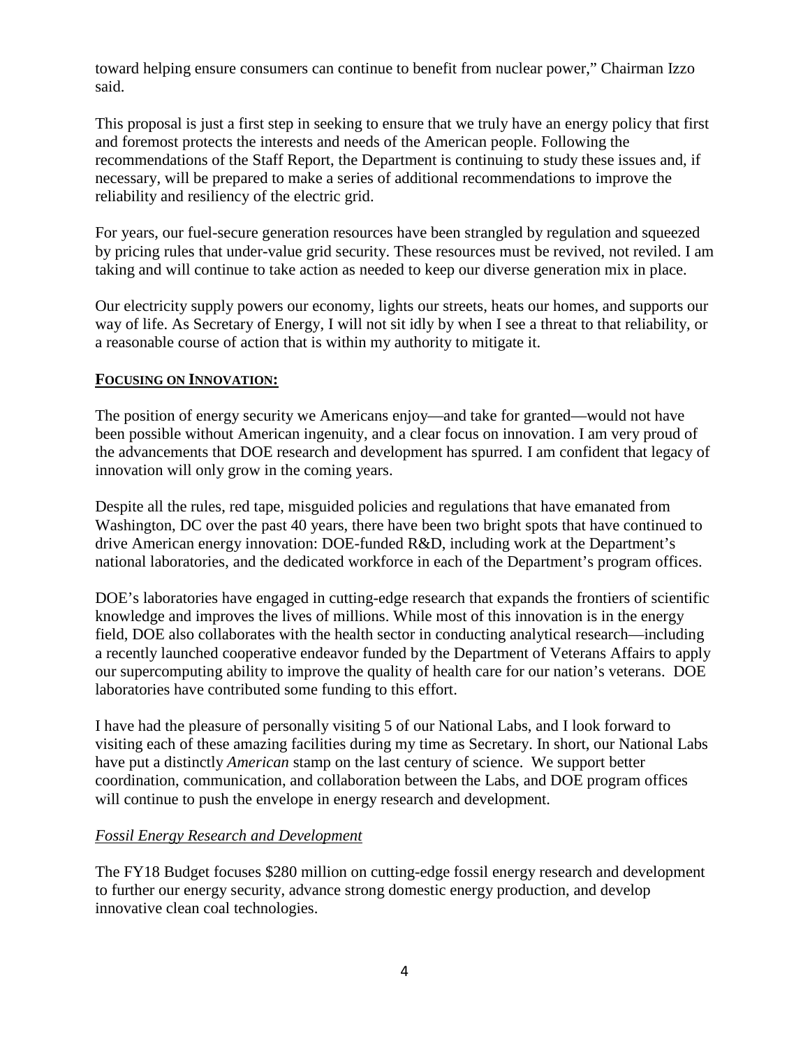toward helping ensure consumers can continue to benefit from nuclear power," Chairman Izzo said.

This proposal is just a first step in seeking to ensure that we truly have an energy policy that first and foremost protects the interests and needs of the American people. Following the recommendations of the Staff Report, the Department is continuing to study these issues and, if necessary, will be prepared to make a series of additional recommendations to improve the reliability and resiliency of the electric grid.

For years, our fuel-secure generation resources have been strangled by regulation and squeezed by pricing rules that under-value grid security. These resources must be revived, not reviled. I am taking and will continue to take action as needed to keep our diverse generation mix in place.

Our electricity supply powers our economy, lights our streets, heats our homes, and supports our way of life. As Secretary of Energy, I will not sit idly by when I see a threat to that reliability, or a reasonable course of action that is within my authority to mitigate it.

## FOCUSING ON INNOVATION:

The position of energy security we Americans enjoy—and take for granted—would not have been possible without American ingenuity, and a clear focus on innovation. I am very proud of the advancements that DOE research and development has spurred. I am confident that legacy of innovation will only grow in the coming years.

Despite all the rules, red tape, misguided policies and regulations that have emanated from Washington, DC over the past 40 years, there have been two bright spots that have continued to drive American energy innovation: DOE-funded R&D, including work at the Department's national laboratories, and the dedicated workforce in each of the Department's program offices.

DOE's laboratories have engaged in cutting-edge research that expands the frontiers of scientific knowledge and improves the lives of millions. While most of this innovation is in the energy field, DOE also collaborates with the health sector in conducting analytical research—including a recently launched cooperative endeavor funded by the Department of Veterans Affairs to apply our supercomputing ability to improve the quality of health care for our nation's veterans. DOE laboratories have contributed some funding to this effort.

I have had the pleasure of personally visiting 5 of our National Labs, and I look forward to visiting each of these amazing facilities during my time as Secretary. In short, our National Labs have put a distinctly *American* stamp on the last century of science. We support better coordination, communication, and collaboration between the Labs, and DOE program offices will continue to push the envelope in energy research and development.

### *Fossil Energy Research and Development*

The FY18 Budget focuses $280 million on cutting-edge fossil energy research and development to further our energy security, advance strong domestic energy production, and develop innovative clean coal technologies.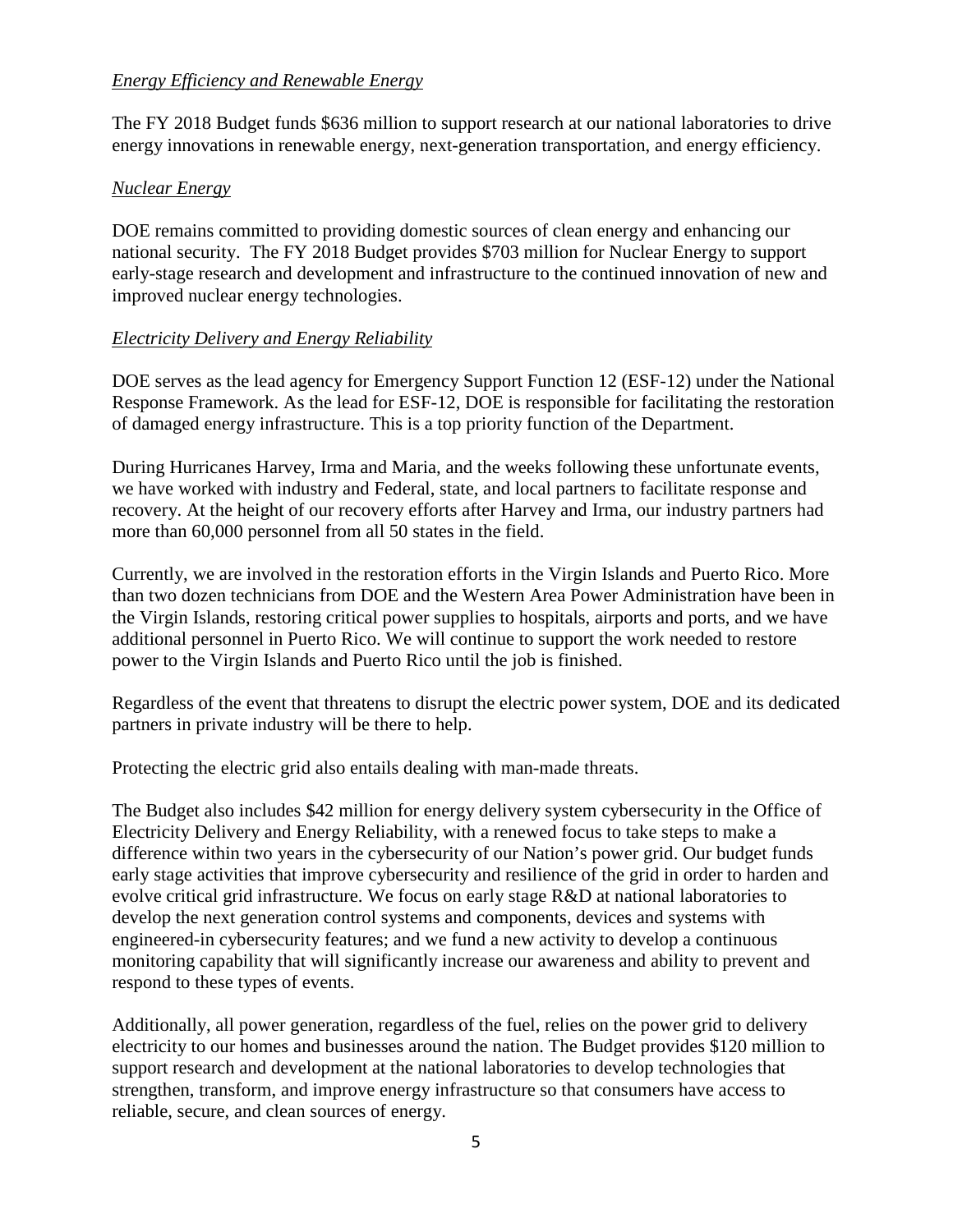*Energy Efficiency and Renewable Energy*

The FY 2018 Budget funds $636 million to support research at our national laboratories to drive energy innovations in renewable energy, next-generation transportation, and energy efficiency.

*Nuclear Energy*

DOE remains committed to providing domestic sources of clean energy and enhancing our national security. The FY 2018 Budget provides $703 million for Nuclear Energy to support early-stage research and development and infrastructure to the continued innovation of new and improved nuclear energy technologies.

*Electricity Delivery and Energy Reliability*

DOE serves as the lead agency for Emergency Support Function 12 (ESF-12) under the National Response Framework. As the lead for ESF-12, DOE is responsible for facilitating the restoration of damaged energy infrastructure. This is a top priority function of the Department.

During Hurricanes Harvey, Irma and Maria, and the weeks following these unfortunate events, we have worked with industry and Federal, state, and local partners to facilitate response and recovery. At the height of our recovery efforts after Harvey and Irma, our industry partners had more than 60,000 personnel from all 50 states in the field.

Currently, we are involved in the restoration efforts in the Virgin Islands and Puerto Rico. More than two dozen technicians from DOE and the Western Area Power Administration have been in the Virgin Islands, restoring critical power supplies to hospitals, airports and ports, and we have additional personnel in Puerto Rico. We will continue to support the work needed to restore power to the Virgin Islands and Puerto Rico until the job is finished.

Regardless of the event that threatens to disrupt the electric power system, DOE and its dedicated partners in private industry will be there to help.

Protecting the electric grid also entails dealing with man-made threats.

The Budget also includes $42 million for energy delivery system cybersecurity in the Office of Electricity Delivery and Energy Reliability, with a renewed focus to take steps to make a difference within two years in the cybersecurity of our Nation's power grid. Our budget funds early stage activities that improve cybersecurity and resilience of the grid in order to harden and evolve critical grid infrastructure. We focus on early stage R&D at national laboratories to develop the next generation control systems and components, devices and systems with engineered-in cybersecurity features; and we fund a new activity to develop a continuous monitoring capability that will significantly increase our awareness and ability to prevent and respond to these types of events.

Additionally, all power generation, regardless of the fuel, relies on the power grid to delivery electricity to our homes and businesses around the nation. The Budget provides $120 million to support research and development at the national laboratories to develop technologies that strengthen, transform, and improve energy infrastructure so that consumers have access to reliable, secure, and clean sources of energy.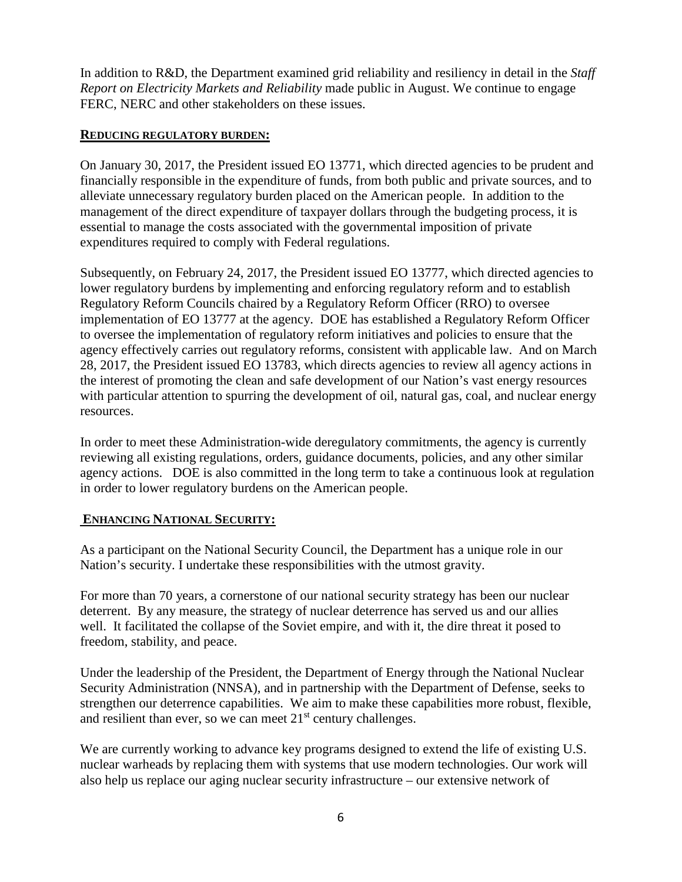In addition to R&D, the Department examined grid reliability and resiliency in detail in the *Staff Report on Electricity Markets and Reliability* made public in August. We continue to engage FERC, NERC and other stakeholders on these issues.

**REDUCING REGULATORY BURDEN:**

On January 30, 2017, the President issued EO 13771, which directed agencies to be prudent and financially responsible in the expenditure of funds, from both public and private sources, and to alleviate unnecessary regulatory burden placed on the American people. In addition to the management of the direct expenditure of taxpayer dollars through the budgeting process, it is essential to manage the costs associated with the governmental imposition of private expenditures required to comply with Federal regulations.

Subsequently, on February 24, 2017, the President issued EO 13777, which directed agencies to lower regulatory burdens by implementing and enforcing regulatory reform and to establish Regulatory Reform Councils chaired by a Regulatory Reform Officer (RRO) to oversee implementation of EO 13777 at the agency. DOE has established a Regulatory Reform Officer to oversee the implementation of regulatory reform initiatives and policies to ensure that the agency effectively carries out regulatory reforms, consistent with applicable law. And on March 28, 2017, the President issued EO 13783, which directs agencies to review all agency actions in the interest of promoting the clean and safe development of our Nation's vast energy resources with particular attention to spurring the development of oil, natural gas, coal, and nuclear energy resources.

In order to meet these Administration-wide deregulatory commitments, the agency is currently reviewing all existing regulations, orders, guidance documents, policies, and any other similar agency actions. DOE is also committed in the long term to take a continuous look at regulation in order to lower regulatory burdens on the American people.

**ENHANCING NATIONAL SECURITY:**

As a participant on the National Security Council, the Department has a unique role in our Nation's security. I undertake these responsibilities with the utmost gravity.

For more than 70 years, a cornerstone of our national security strategy has been our nuclear deterrent. By any measure, the strategy of nuclear deterrence has served us and our allies well. It facilitated the collapse of the Soviet empire, and with it, the dire threat it posed to freedom, stability, and peace.

Under the leadership of the President, the Department of Energy through the National Nuclear Security Administration (NNSA), and in partnership with the Department of Defense, seeks to strengthen our deterrence capabilities. We aim to make these capabilities more robust, flexible, and resilient than ever, so we can meet 21st century challenges.

We are currently working to advance key programs designed to extend the life of existing U.S. nuclear warheads by replacing them with systems that use modern technologies. Our work will also help us replace our aging nuclear security infrastructure – our extensive network of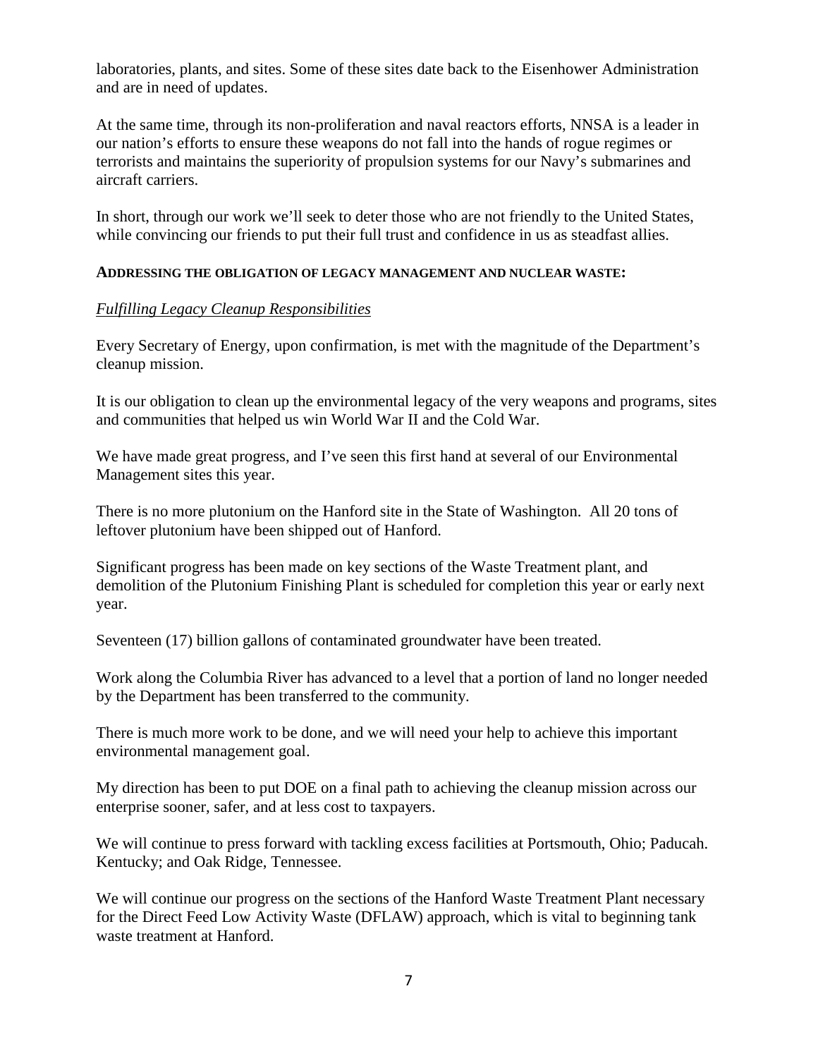laboratories, plants, and sites. Some of these sites date back to the Eisenhower Administration and are in need of updates.

At the same time, through its non-proliferation and naval reactors efforts, NNSA is a leader in our nation's efforts to ensure these weapons do not fall into the hands of rogue regimes or terrorists and maintains the superiority of propulsion systems for our Navy's submarines and aircraft carriers.

In short, through our work we'll seek to deter those who are not friendly to the United States, while convincing our friends to put their full trust and confidence in us as steadfast allies.

**ADDRESSING THE OBLIGATION OF LEGACY MANAGEMENT AND NUCLEAR WASTE:**

*Fulfilling Legacy Cleanup Responsibilities*

Every Secretary of Energy, upon confirmation, is met with the magnitude of the Department's cleanup mission.

It is our obligation to clean up the environmental legacy of the very weapons and programs, sites and communities that helped us win World War II and the Cold War.

We have made great progress, and I've seen this first hand at several of our Environmental Management sites this year.

There is no more plutonium on the Hanford site in the State of Washington. All 20 tons of leftover plutonium have been shipped out of Hanford.

Significant progress has been made on key sections of the Waste Treatment plant, and demolition of the Plutonium Finishing Plant is scheduled for completion this year or early next year.

Seventeen (17) billion gallons of contaminated groundwater have been treated.

Work along the Columbia River has advanced to a level that a portion of land no longer needed by the Department has been transferred to the community.

There is much more work to be done, and we will need your help to achieve this important environmental management goal.

My direction has been to put DOE on a final path to achieving the cleanup mission across our enterprise sooner, safer, and at less cost to taxpayers.

We will continue to press forward with tackling excess facilities at Portsmouth, Ohio; Paducah. Kentucky; and Oak Ridge, Tennessee.

We will continue our progress on the sections of the Hanford Waste Treatment Plant necessary for the Direct Feed Low Activity Waste (DFLAW) approach, which is vital to beginning tank waste treatment at Hanford.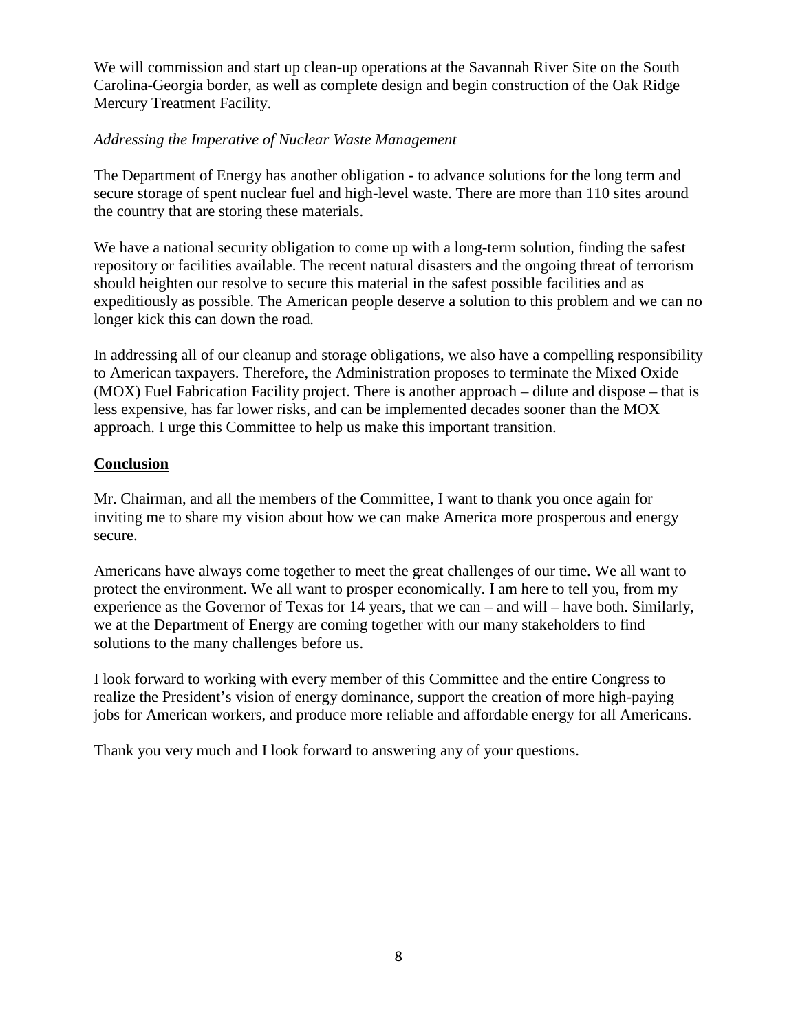We will commission and start up clean-up operations at the Savannah River Site on the South Carolina-Georgia border, as well as complete design and begin construction of the Oak Ridge Mercury Treatment Facility.

*Addressing the Imperative of Nuclear Waste Management*

The Department of Energy has another obligation - to advance solutions for the long term and secure storage of spent nuclear fuel and high-level waste. There are more than 110 sites around the country that are storing these materials.

We have a national security obligation to come up with a long-term solution, finding the safest repository or facilities available. The recent natural disasters and the ongoing threat of terrorism should heighten our resolve to secure this material in the safest possible facilities and as expeditiously as possible. The American people deserve a solution to this problem and we can no longer kick this can down the road.

In addressing all of our cleanup and storage obligations, we also have a compelling responsibility to American taxpayers. Therefore, the Administration proposes to terminate the Mixed Oxide (MOX) Fuel Fabrication Facility project. There is another approach – dilute and dispose – that is less expensive, has far lower risks, and can be implemented decades sooner than the MOX approach. I urge this Committee to help us make this important transition.

## Conclusion

Mr. Chairman, and all the members of the Committee, I want to thank you once again for inviting me to share my vision about how we can make America more prosperous and energy secure.

Americans have always come together to meet the great challenges of our time. We all want to protect the environment. We all want to prosper economically. I am here to tell you, from my experience as the Governor of Texas for 14 years, that we can – and will – have both. Similarly, we at the Department of Energy are coming together with our many stakeholders to find solutions to the many challenges before us.

I look forward to working with every member of this Committee and the entire Congress to realize the President's vision of energy dominance, support the creation of more high-paying jobs for American workers, and produce more reliable and affordable energy for all Americans.

Thank you very much and I look forward to answering any of your questions.